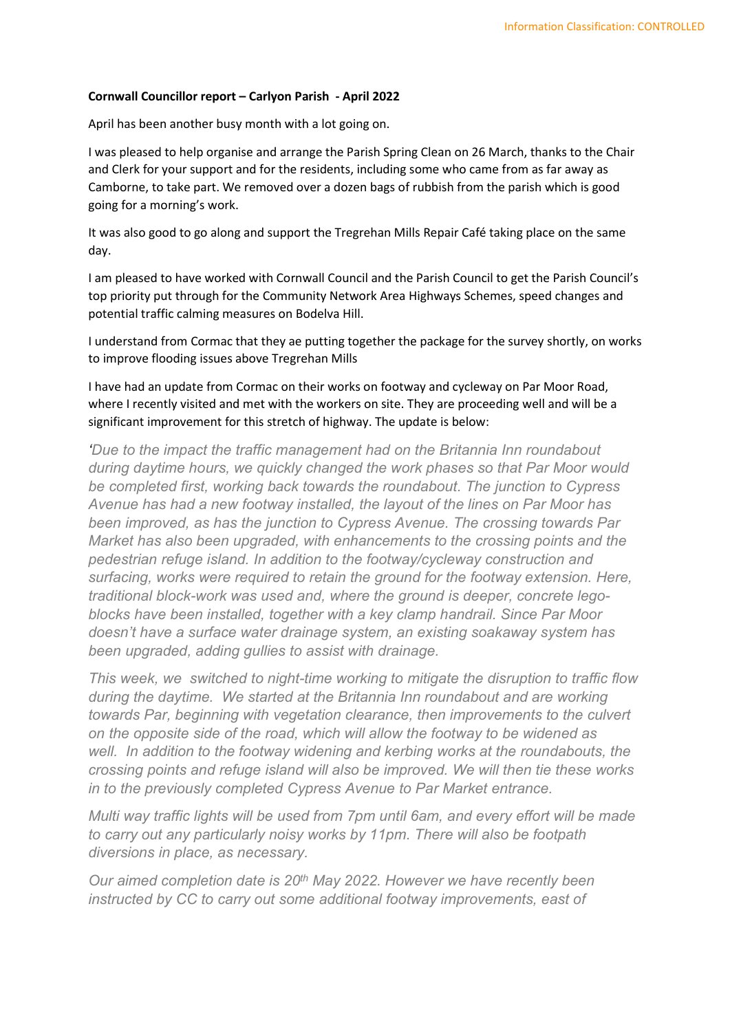**Cornwall Councillor report – Carlyon Parish - April 2022**

April has been another busy month with a lot going on.

I was pleased to help organise and arrange the Parish Spring Clean on 26 March, thanks to the Chair and Clerk for your support and for the residents, including some who came from as far away as Camborne, to take part. We removed over a dozen bags of rubbish from the parish which is good going for a morning's work.

It was also good to go along and support the Tregrehan Mills Repair Café taking place on the same day.

I am pleased to have worked with Cornwall Council and the Parish Council to get the Parish Council's top priority put through for the Community Network Area Highways Schemes, speed changes and potential traffic calming measures on Bodelva Hill.

I understand from Cormac that they ae putting together the package for the survey shortly, on works to improve flooding issues above Tregrehan Mills

I have had an update from Cormac on their works on footway and cycleway on Par Moor Road, where I recently visited and met with the workers on site. They are proceeding well and will be a significant improvement for this stretch of highway. The update is below:

*'Due to the impact the traffic management had on the Britannia Inn roundabout during daytime hours, we quickly changed the work phases so that Par Moor would be completed first, working back towards the roundabout. The junction to Cypress Avenue has had a new footway installed, the layout of the lines on Par Moor has been improved, as has the junction to Cypress Avenue. The crossing towards Par Market has also been upgraded, with enhancements to the crossing points and the pedestrian refuge island. In addition to the footway/cycleway construction and surfacing, works were required to retain the ground for the footway extension. Here, traditional block-work was used and, where the ground is deeper, concrete lego-blocks have been installed, together with a key clamp handrail. Since Par Moor doesn't have a surface water drainage system, an existing soakaway system has been upgraded, adding gullies to assist with drainage.*

*This week, we switched to night-time working to mitigate the disruption to traffic flow during the daytime. We started at the Britannia Inn roundabout and are working towards Par, beginning with vegetation clearance, then improvements to the culvert on the opposite side of the road, which will allow the footway to be widened as well. In addition to the footway widening and kerbing works at the roundabouts, the crossing points and refuge island will also be improved. We will then tie these works in to the previously completed Cypress Avenue to Par Market entrance.*

*Multi way traffic lights will be used from 7pm until 6am, and every effort will be made to carry out any particularly noisy works by 11pm. There will also be footpath diversions in place, as necessary.*

*Our aimed completion date is 20th May 2022. However we have recently been instructed by CC to carry out some additional footway improvements, east of*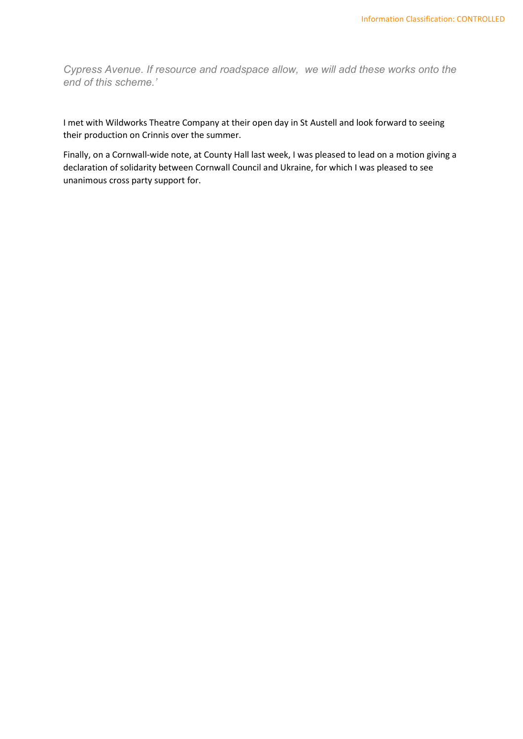*Cypress Avenue. If resource and roadspace allow,  we will add these works onto the end of this scheme.'*

I met with Wildworks Theatre Company at their open day in St Austell and look forward to seeing their production on Crinnis over the summer.

Finally, on a Cornwall-wide note, at County Hall last week, I was pleased to lead on a motion giving a declaration of solidarity between Cornwall Council and Ukraine, for which I was pleased to see unanimous cross party support for.